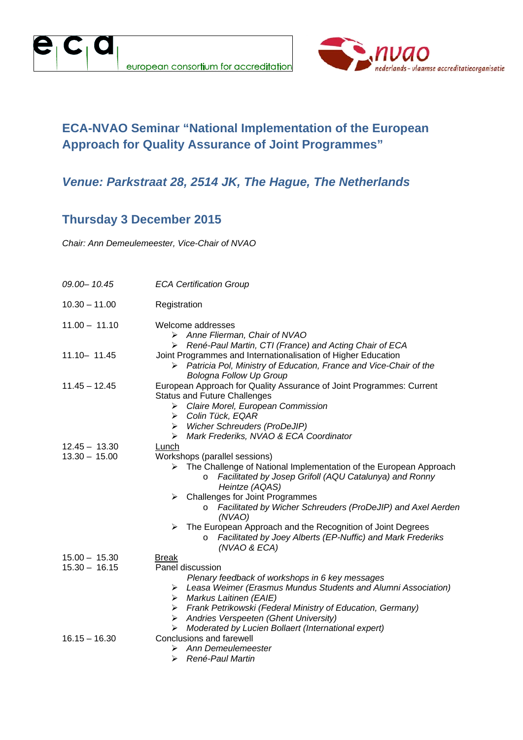ecd european consortium for accreditation

nvao nederlands - vlaamse accreditatieorganisatie

## ECA-NVAO Seminar "National Implementation of the European Approach for Quality Assurance of Joint Programmes"

### *Venue: Parkstraat 28, 2514 JK, The Hague, The Netherlands*

### Thursday 3 December 2015

*Chair: Ann Demeulemeester, Vice-Chair of NVAO*

| | |
|---|---|
| *09.00– 10.45* | *ECA Certification Group* |
| 10.30 – 11.00 | Registration |
| 11.00 – 11.10 | Welcome addresses<br>➢ *Anne Flierman, Chair of NVAO*<br>➢ *René-Paul Martin, CTI (France) and Acting Chair of ECA* |
| 11.10– 11.45 | Joint Programmes and Internationalisation of Higher Education<br>➢ *Patricia Pol, Ministry of Education, France and Vice-Chair of the Bologna Follow Up Group* |
| 11.45 – 12.45 | European Approach for Quality Assurance of Joint Programmes: Current Status and Future Challenges<br>➢ *Claire Morel, European Commission*<br>➢ *Colin Tück, EQAR*<br>➢ *Wicher Schreuders (ProDeJIP)*<br>➢ *Mark Frederiks, NVAO & ECA Coordinator* |
| 12.45 – 13.30 | <u>Lunch</u> |
| 13.30 – 15.00 | Workshops (parallel sessions)<br>➢ The Challenge of National Implementation of the European Approach<br>&nbsp;&nbsp;&nbsp;&nbsp;o *Facilitated by Josep Grifoll (AQU Catalunya) and Ronny Heintze (AQAS)*<br>➢ Challenges for Joint Programmes<br>&nbsp;&nbsp;&nbsp;&nbsp;o *Facilitated by Wicher Schreuders (ProDeJIP) and Axel Aerden (NVAO)*<br>➢ The European Approach and the Recognition of Joint Degrees<br>&nbsp;&nbsp;&nbsp;&nbsp;o *Facilitated by Joey Alberts (EP-Nuffic) and Mark Frederiks (NVAO & ECA)* |
| 15.00 – 15.30 | <u>Break</u> |
| 15.30 – 16.15 | Panel discussion<br>*Plenary feedback of workshops in 6 key messages*<br>➢ *Leasa Weimer (Erasmus Mundus Students and Alumni Association)*<br>➢ *Markus Laitinen (EAIE)*<br>➢ *Frank Petrikowski (Federal Ministry of Education, Germany)*<br>➢ *Andries Verspeeten (Ghent University)*<br>➢ *Moderated by Lucien Bollaert (International expert)* |
| 16.15 – 16.30 | Conclusions and farewell<br>➢ *Ann Demeulemeester*<br>➢ *René-Paul Martin* |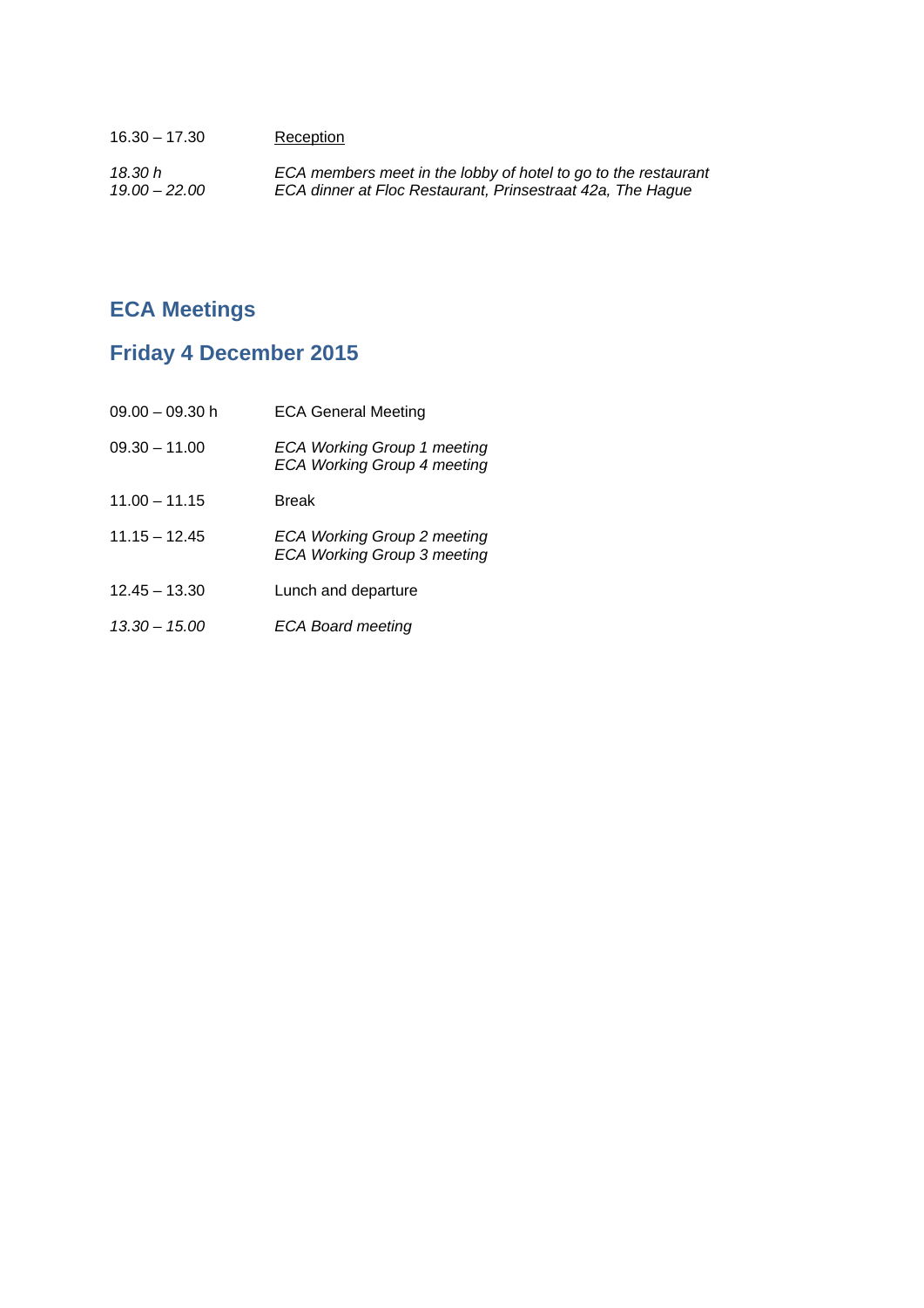16.30 – 17.30 Reception

*18.30 h* *ECA members meet in the lobby of hotel to go to the restaurant*
*19.00 – 22.00* *ECA dinner at Floc Restaurant, Prinsestraat 42a, The Hague*

## ECA Meetings

## Friday 4 December 2015

| | |
|---|---|
| 09.00 – 09.30 h | ECA General Meeting |
| 09.30 – 11.00 | *ECA Working Group 1 meeting*<br>*ECA Working Group 4 meeting* |
| 11.00 – 11.15 | Break |
| 11.15 – 12.45 | *ECA Working Group 2 meeting*<br>*ECA Working Group 3 meeting* |
| 12.45 – 13.30 | Lunch and departure |
| *13.30 – 15.00* | *ECA Board meeting* |